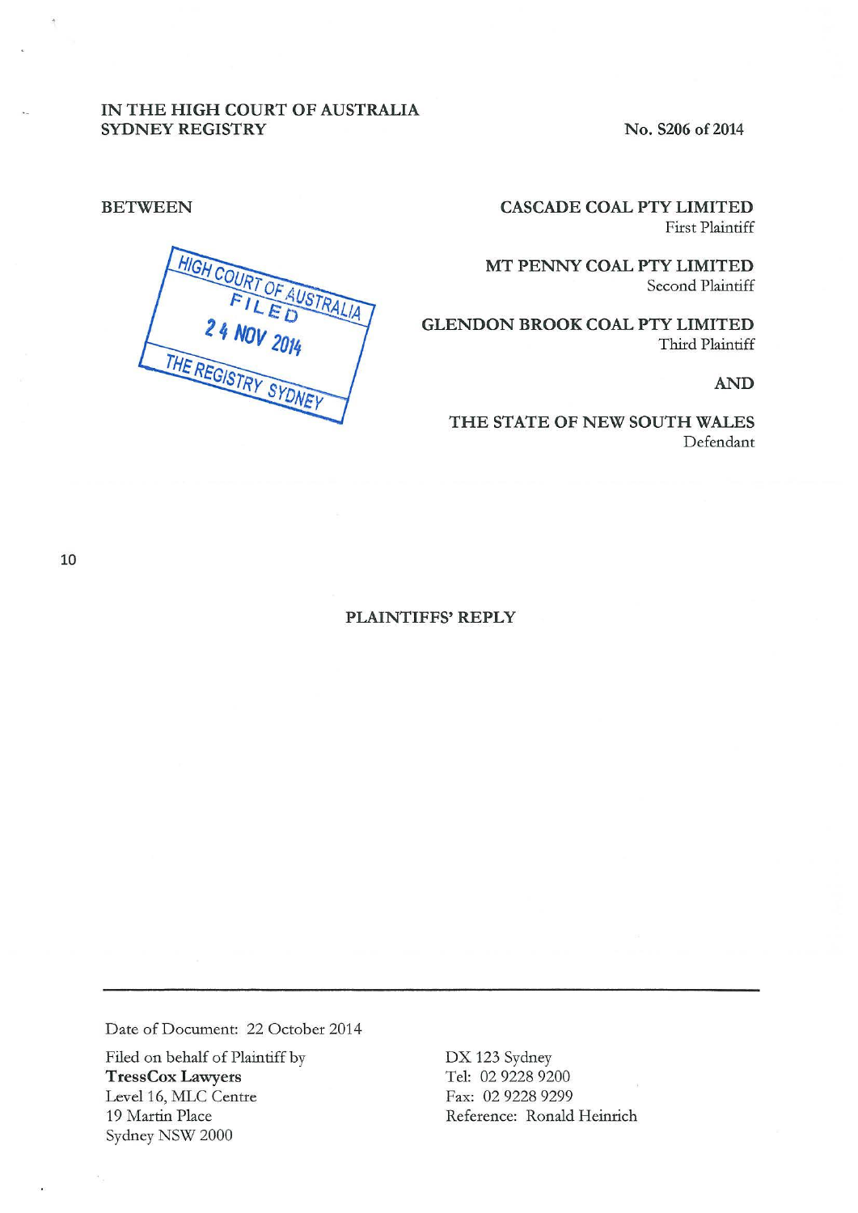IN THE HIGH COURT OF AUSTRALIA
SYDNEY REGISTRY

No. S206 of 2014

BETWEEN

HIGH COURT OF AUSTRALIA
FILED
24 NOV 2014
THE REGISTRY SYDNEY

**CASCADE COAL PTY LIMITED**
First Plaintiff

**MT PENNY COAL PTY LIMITED**
Second Plaintiff

**GLENDON BROOK COAL PTY LIMITED**
Third Plaintiff

**AND**

**THE STATE OF NEW SOUTH WALES**
Defendant

10

## PLAINTIFFS' REPLY

---

Date of Document: 22 October 2014

Filed on behalf of Plaintiff by
**TressCox Lawyers**
Level 16, MLC Centre
19 Martin Place
Sydney NSW 2000

DX 123 Sydney
Tel: 02 9228 9200
Fax: 02 9228 9299
Reference: Ronald Heinrich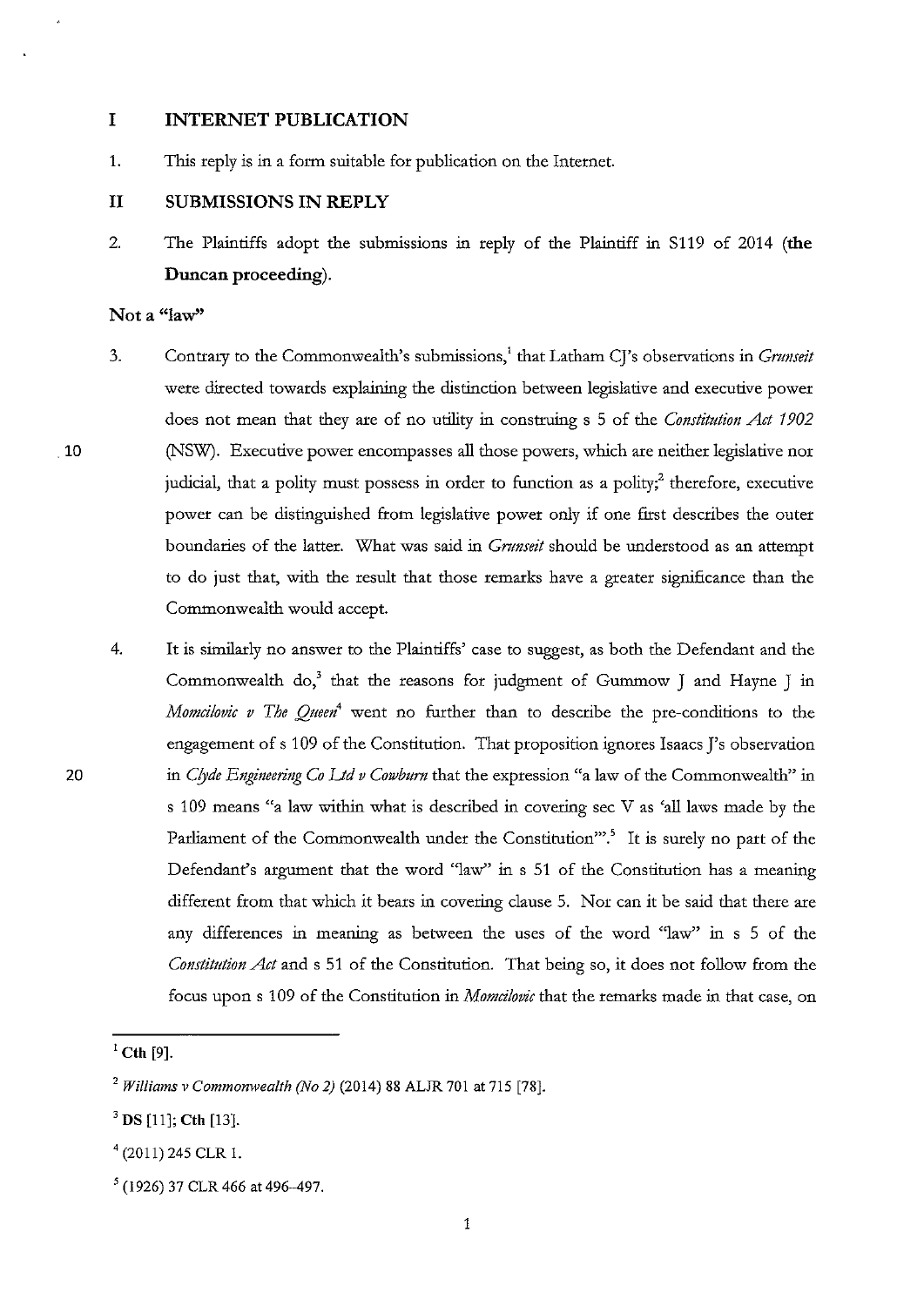## I INTERNET PUBLICATION

1. This reply is in a form suitable for publication on the Internet.

## II SUBMISSIONS IN REPLY

2. The Plaintiffs adopt the submissions in reply of the Plaintiff in S119 of 2014 (**the Duncan proceeding**).

### Not a "law"

3. Contrary to the Commonwealth's submissions,[1] that Latham CJ's observations in *Grunseit* were directed towards explaining the distinction between legislative and executive power does not mean that they are of no utility in construing s 5 of the *Constitution Act 1902* (NSW). Executive power encompasses all those powers, which are neither legislative nor judicial, that a polity must possess in order to function as a polity;[2] therefore, executive power can be distinguished from legislative power only if one first describes the outer boundaries of the latter. What was said in *Grunseit* should be understood as an attempt to do just that, with the result that those remarks have a greater significance than the Commonwealth would accept.

4. It is similarly no answer to the Plaintiffs' case to suggest, as both the Defendant and the Commonwealth do,[3] that the reasons for judgment of Gummow J and Hayne J in *Momcilovic v The Queen*[4] went no further than to describe the pre-conditions to the engagement of s 109 of the Constitution. That proposition ignores Isaacs J's observation in *Clyde Engineering Co Ltd v Cowburn* that the expression "a law of the Commonwealth" in s 109 means "a law within what is described in covering sec V as 'all laws made by the Parliament of the Commonwealth under the Constitution'".[5] It is surely no part of the Defendant's argument that the word "law" in s 51 of the Constitution has a meaning different from that which it bears in covering clause 5. Nor can it be said that there are any differences in meaning as between the uses of the word "law" in s 5 of the *Constitution Act* and s 51 of the Constitution. That being so, it does not follow from the focus upon s 109 of the Constitution in *Momcilovic* that the remarks made in that case, on

---

[1] **Cth** [9].

[2] *Williams v Commonwealth (No 2)* (2014) 88 ALJR 701 at 715 [78].

[3] **DS** [11]; **Cth** [13].

[4] (2011) 245 CLR 1.

[5] (1926) 37 CLR 466 at 496–497.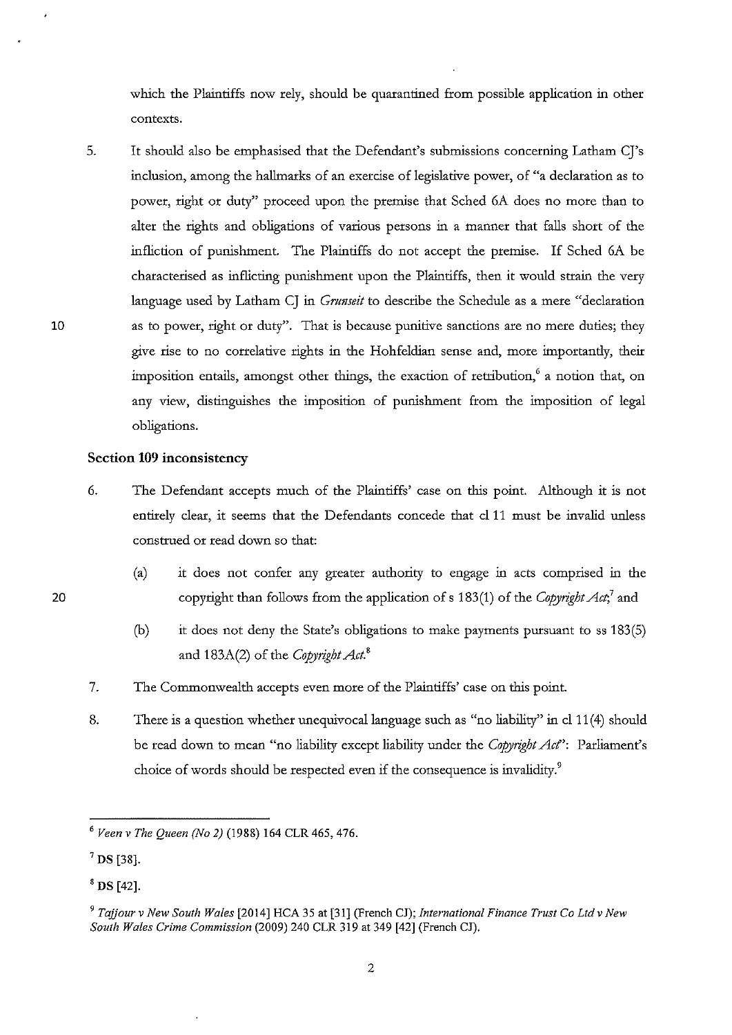which the Plaintiffs now rely, should be quarantined from possible application in other contexts.

5. It should also be emphasised that the Defendant's submissions concerning Latham CJ's inclusion, among the hallmarks of an exercise of legislative power, of "a declaration as to power, right or duty" proceed upon the premise that Sched 6A does no more than to alter the rights and obligations of various persons in a manner that falls short of the infliction of punishment. The Plaintiffs do not accept the premise. If Sched 6A be characterised as inflicting punishment upon the Plaintiffs, then it would strain the very language used by Latham CJ in *Grunseit* to describe the Schedule as a mere "declaration as to power, right or duty". That is because punitive sanctions are no mere duties; they give rise to no correlative rights in the Hohfeldian sense and, more importantly, their imposition entails, amongst other things, the exaction of retribution,[6] a notion that, on any view, distinguishes the imposition of punishment from the imposition of legal obligations.

### Section 109 inconsistency

6. The Defendant accepts much of the Plaintiffs' case on this point. Although it is not entirely clear, it seems that the Defendants concede that cl 11 must be invalid unless construed or read down so that:

   (a) it does not confer any greater authority to engage in acts comprised in the copyright than follows from the application of s 183(1) of the *Copyright Act*;[7] and

   (b) it does not deny the State's obligations to make payments pursuant to ss 183(5) and 183A(2) of the *Copyright Act*.[8]

7. The Commonwealth accepts even more of the Plaintiffs' case on this point.

8. There is a question whether unequivocal language such as "no liability" in cl 11(4) should be read down to mean "no liability except liability under the *Copyright Act*": Parliament's choice of words should be respected even if the consequence is invalidity.[9]

---

[6] *Veen v The Queen (No 2)* (1988) 164 CLR 465, 476.

[7] **DS** [38].

[8] **DS** [42].

[9] *Tajjour v New South Wales* [2014] HCA 35 at [31] (French CJ); *International Finance Trust Co Ltd v New South Wales Crime Commission* (2009) 240 CLR 319 at 349 [42] (French CJ).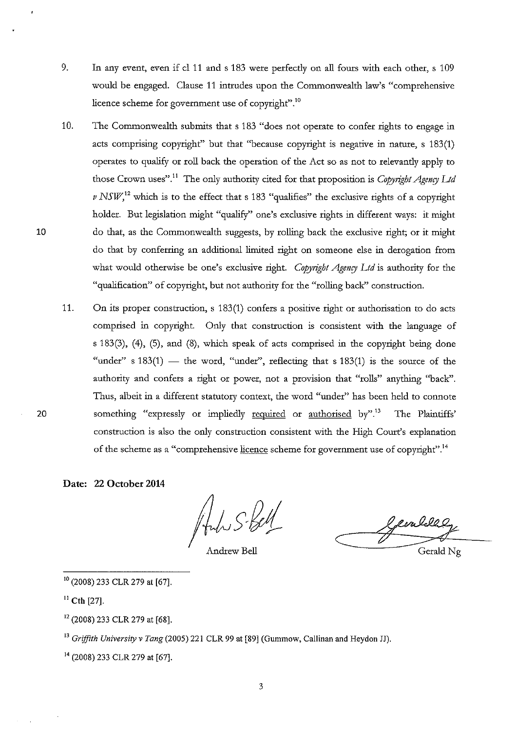9. In any event, even if cl 11 and s 183 were perfectly on all fours with each other, s 109 would be engaged. Clause 11 intrudes upon the Commonwealth law's "comprehensive licence scheme for government use of copyright".[10]

10. The Commonwealth submits that s 183 "does not operate to confer rights to engage in acts comprising copyright" but that "because copyright is negative in nature, s 183(1) operates to qualify or roll back the operation of the Act so as not to relevantly apply to those Crown uses".[11] The only authority cited for that proposition is *Copyright Agency Ltd v NSW*,[12] which is to the effect that s 183 "qualifies" the exclusive rights of a copyright holder. But legislation might "qualify" one's exclusive rights in different ways: it might do that, as the Commonwealth suggests, by rolling back the exclusive right; or it might do that by conferring an additional limited right on someone else in derogation from what would otherwise be one's exclusive right. *Copyright Agency Ltd* is authority for the "qualification" of copyright, but not authority for the "rolling back" construction.

11. On its proper construction, s 183(1) confers a positive right or authorisation to do acts comprised in copyright. Only that construction is consistent with the language of s 183(3), (4), (5), and (8), which speak of acts comprised in the copyright being done "under" s 183(1) — the word, "under", reflecting that s 183(1) is the source of the authority and confers a right or power, not a provision that "rolls" anything "back". Thus, albeit in a different statutory context, the word "under" has been held to connote something "expressly or impliedly <u>required</u> or <u>authorised</u> by".[13] The Plaintiffs' construction is also the only construction consistent with the High Court's explanation of the scheme as a "comprehensive <u>licence</u> scheme for government use of copyright".[14]

**Date: 22 October 2014**

Andrew Bell

Gerald Ng

---

[10] (2008) 233 CLR 279 at [67].

[11] **Cth** [27].

[12] (2008) 233 CLR 279 at [68].

[13] *Griffith University v Tang* (2005) 221 CLR 99 at [89] (Gummow, Callinan and Heydon JJ).

[14] (2008) 233 CLR 279 at [67].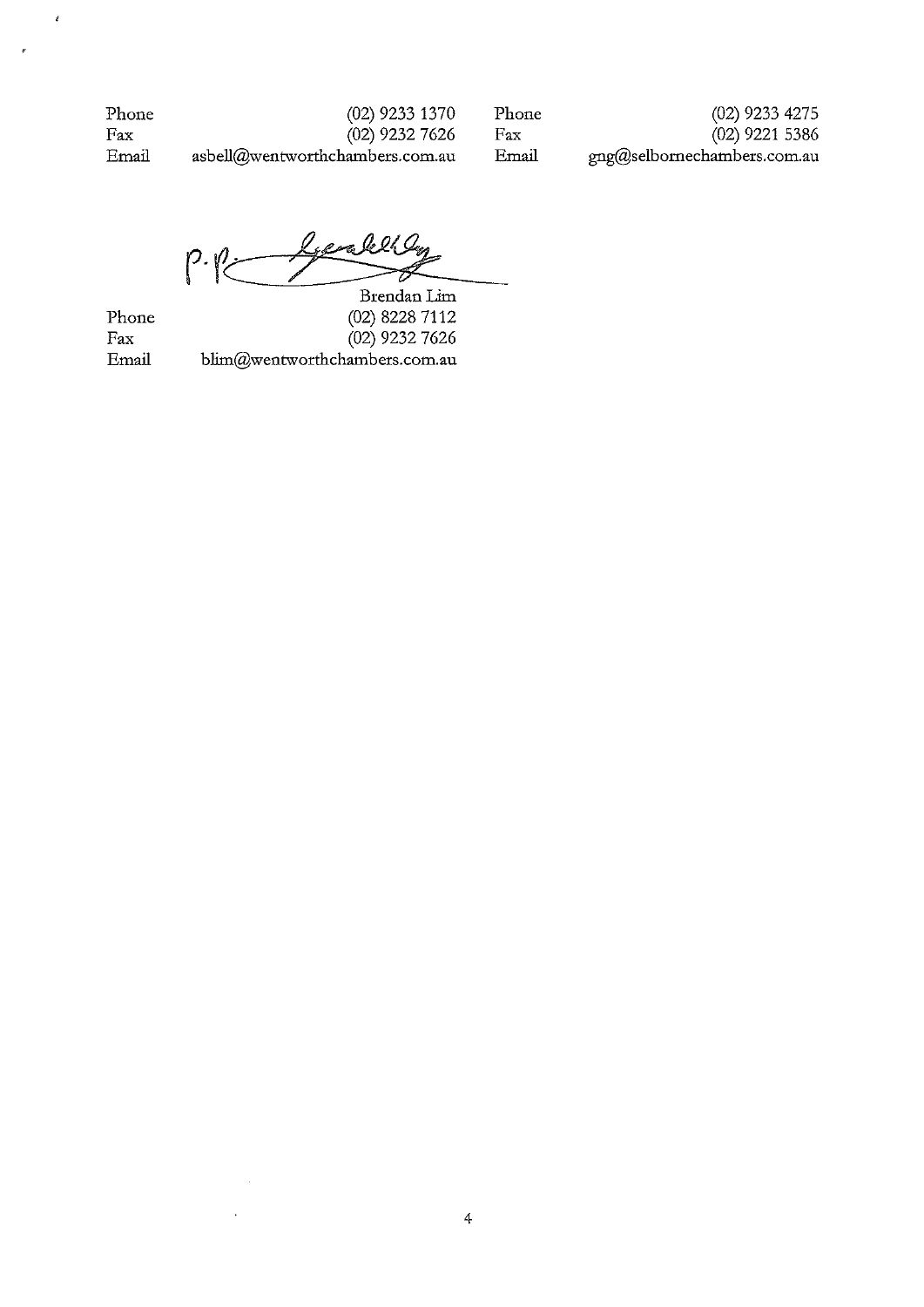| | | | |
|---|---|---|---|
| Phone | (02) 9233 1370 | Phone | (02) 9233 4275 |
| Fax | (02) 9232 7626 | Fax | (02) 9221 5386 |
| Email | asbell@wentworthchambers.com.au | Email | gng@selbornechambers.com.au |

p.p.

Brendan Lim

| | |
|---|---|
| Phone | (02) 8228 7112 |
| Fax | (02) 9232 7626 |
| Email | blim@wentworthchambers.com.au |